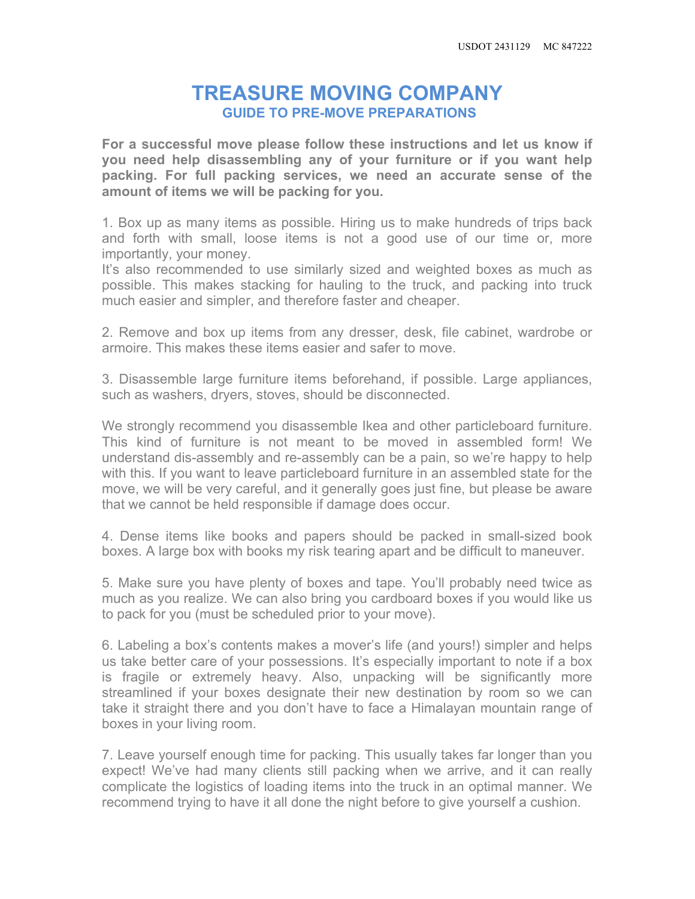USDOT 2431129 MC 847222

# TREASURE MOVING COMPANY

## GUIDE TO PRE-MOVE PREPARATIONS

**For a successful move please follow these instructions and let us know if you need help disassembling any of your furniture or if you want help packing. For full packing services, we need an accurate sense of the amount of items we will be packing for you.**

1. Box up as many items as possible. Hiring us to make hundreds of trips back and forth with small, loose items is not a good use of our time or, more importantly, your money.
It's also recommended to use similarly sized and weighted boxes as much as possible. This makes stacking for hauling to the truck, and packing into truck much easier and simpler, and therefore faster and cheaper.

2. Remove and box up items from any dresser, desk, file cabinet, wardrobe or armoire. This makes these items easier and safer to move.

3. Disassemble large furniture items beforehand, if possible. Large appliances, such as washers, dryers, stoves, should be disconnected.

We strongly recommend you disassemble Ikea and other particleboard furniture. This kind of furniture is not meant to be moved in assembled form! We understand dis-assembly and re-assembly can be a pain, so we're happy to help with this. If you want to leave particleboard furniture in an assembled state for the move, we will be very careful, and it generally goes just fine, but please be aware that we cannot be held responsible if damage does occur.

4. Dense items like books and papers should be packed in small-sized book boxes. A large box with books my risk tearing apart and be difficult to maneuver.

5. Make sure you have plenty of boxes and tape. You'll probably need twice as much as you realize. We can also bring you cardboard boxes if you would like us to pack for you (must be scheduled prior to your move).

6. Labeling a box's contents makes a mover's life (and yours!) simpler and helps us take better care of your possessions. It's especially important to note if a box is fragile or extremely heavy. Also, unpacking will be significantly more streamlined if your boxes designate their new destination by room so we can take it straight there and you don't have to face a Himalayan mountain range of boxes in your living room.

7. Leave yourself enough time for packing. This usually takes far longer than you expect! We've had many clients still packing when we arrive, and it can really complicate the logistics of loading items into the truck in an optimal manner. We recommend trying to have it all done the night before to give yourself a cushion.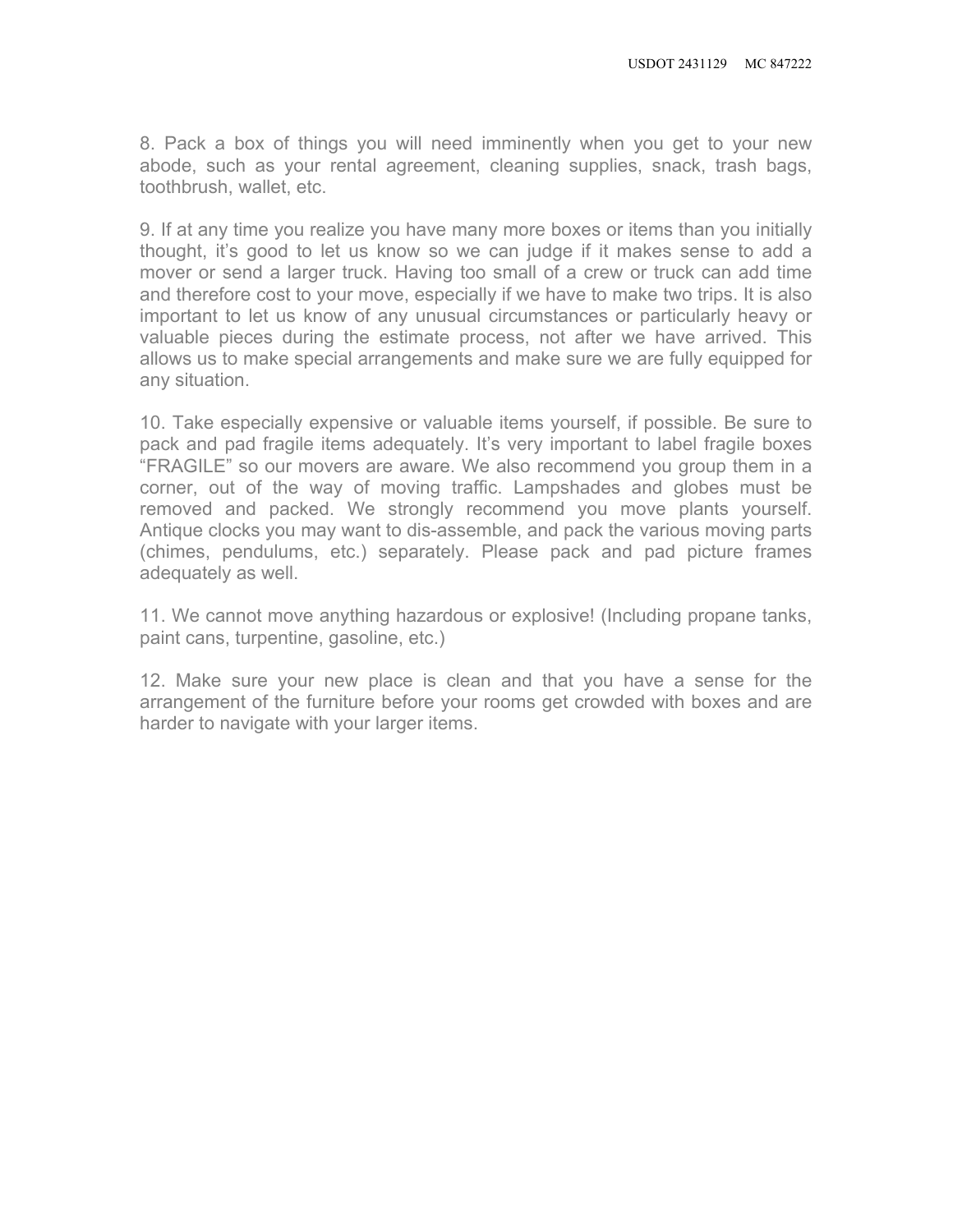8. Pack a box of things you will need imminently when you get to your new abode, such as your rental agreement, cleaning supplies, snack, trash bags, toothbrush, wallet, etc.

9. If at any time you realize you have many more boxes or items than you initially thought, it's good to let us know so we can judge if it makes sense to add a mover or send a larger truck. Having too small of a crew or truck can add time and therefore cost to your move, especially if we have to make two trips. It is also important to let us know of any unusual circumstances or particularly heavy or valuable pieces during the estimate process, not after we have arrived. This allows us to make special arrangements and make sure we are fully equipped for any situation.

10. Take especially expensive or valuable items yourself, if possible. Be sure to pack and pad fragile items adequately. It's very important to label fragile boxes "FRAGILE" so our movers are aware. We also recommend you group them in a corner, out of the way of moving traffic. Lampshades and globes must be removed and packed. We strongly recommend you move plants yourself. Antique clocks you may want to dis-assemble, and pack the various moving parts (chimes, pendulums, etc.) separately. Please pack and pad picture frames adequately as well.

11. We cannot move anything hazardous or explosive! (Including propane tanks, paint cans, turpentine, gasoline, etc.)

12. Make sure your new place is clean and that you have a sense for the arrangement of the furniture before your rooms get crowded with boxes and are harder to navigate with your larger items.